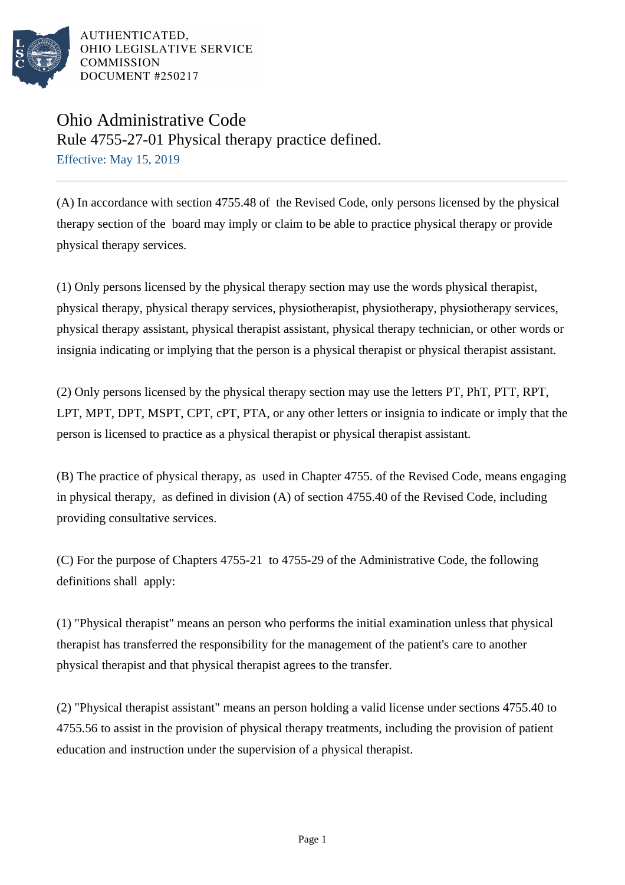AUTHENTICATED,
OHIO LEGISLATIVE SERVICE
COMMISSION
DOCUMENT #250217

# Ohio Administrative Code

## Rule 4755-27-01 Physical therapy practice defined.

Effective: May 15, 2019

(A) In accordance with section 4755.48 of the Revised Code, only persons licensed by the physical therapy section of the board may imply or claim to be able to practice physical therapy or provide physical therapy services.

(1) Only persons licensed by the physical therapy section may use the words physical therapist, physical therapy, physical therapy services, physiotherapist, physiotherapy, physiotherapy services, physical therapy assistant, physical therapist assistant, physical therapy technician, or other words or insignia indicating or implying that the person is a physical therapist or physical therapist assistant.

(2) Only persons licensed by the physical therapy section may use the letters PT, PhT, PTT, RPT, LPT, MPT, DPT, MSPT, CPT, cPT, PTA, or any other letters or insignia to indicate or imply that the person is licensed to practice as a physical therapist or physical therapist assistant.

(B) The practice of physical therapy, as used in Chapter 4755. of the Revised Code, means engaging in physical therapy, as defined in division (A) of section 4755.40 of the Revised Code, including providing consultative services.

(C) For the purpose of Chapters 4755-21 to 4755-29 of the Administrative Code, the following definitions shall apply:

(1) "Physical therapist" means an person who performs the initial examination unless that physical therapist has transferred the responsibility for the management of the patient's care to another physical therapist and that physical therapist agrees to the transfer.

(2) "Physical therapist assistant" means an person holding a valid license under sections 4755.40 to 4755.56 to assist in the provision of physical therapy treatments, including the provision of patient education and instruction under the supervision of a physical therapist.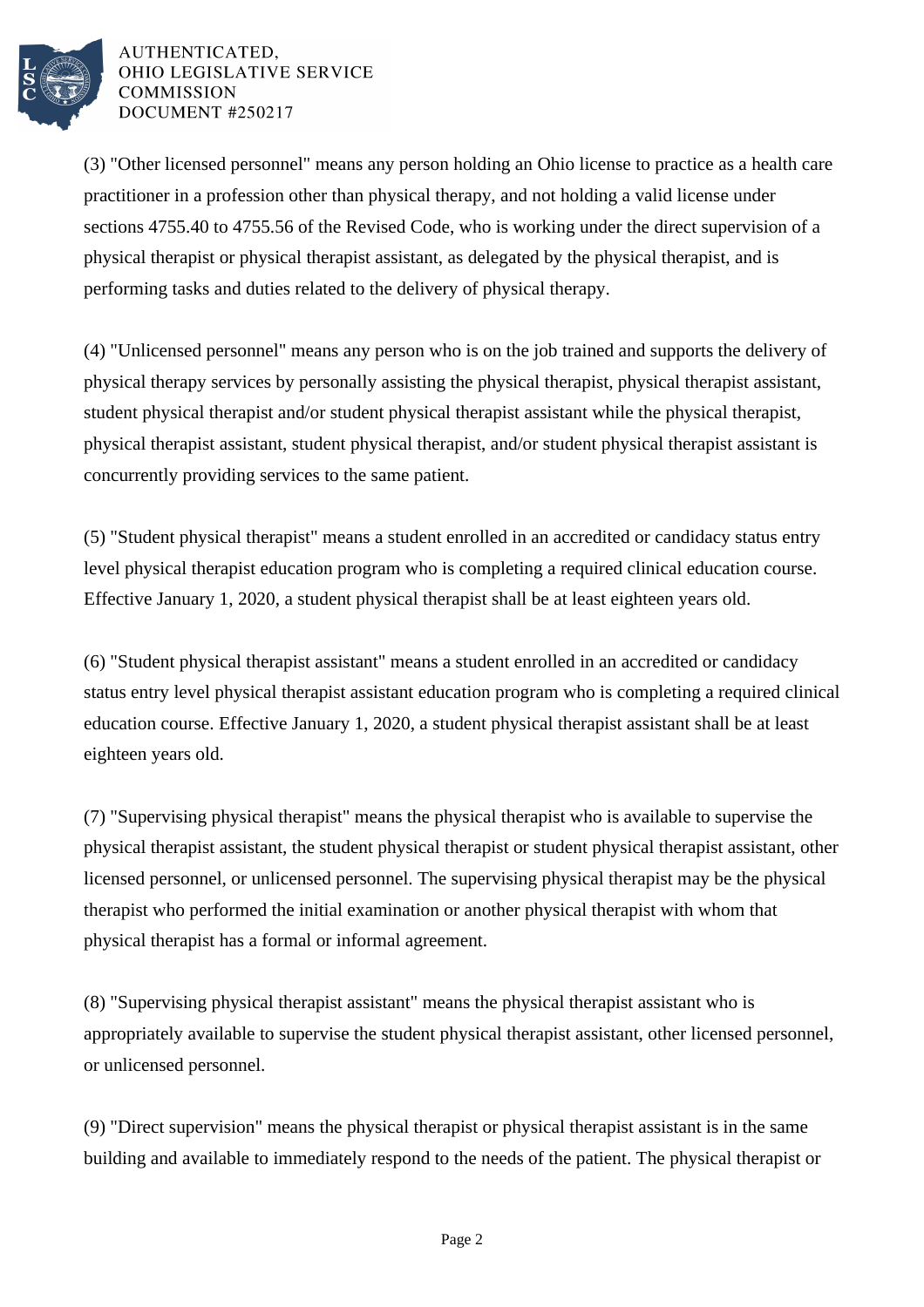(3) "Other licensed personnel" means any person holding an Ohio license to practice as a health care practitioner in a profession other than physical therapy, and not holding a valid license under sections 4755.40 to 4755.56 of the Revised Code, who is working under the direct supervision of a physical therapist or physical therapist assistant, as delegated by the physical therapist, and is performing tasks and duties related to the delivery of physical therapy.

(4) "Unlicensed personnel" means any person who is on the job trained and supports the delivery of physical therapy services by personally assisting the physical therapist, physical therapist assistant, student physical therapist and/or student physical therapist assistant while the physical therapist, physical therapist assistant, student physical therapist, and/or student physical therapist assistant is concurrently providing services to the same patient.

(5) "Student physical therapist" means a student enrolled in an accredited or candidacy status entry level physical therapist education program who is completing a required clinical education course. Effective January 1, 2020, a student physical therapist shall be at least eighteen years old.

(6) "Student physical therapist assistant" means a student enrolled in an accredited or candidacy status entry level physical therapist assistant education program who is completing a required clinical education course. Effective January 1, 2020, a student physical therapist assistant shall be at least eighteen years old.

(7) "Supervising physical therapist" means the physical therapist who is available to supervise the physical therapist assistant, the student physical therapist or student physical therapist assistant, other licensed personnel, or unlicensed personnel. The supervising physical therapist may be the physical therapist who performed the initial examination or another physical therapist with whom that physical therapist has a formal or informal agreement.

(8) "Supervising physical therapist assistant" means the physical therapist assistant who is appropriately available to supervise the student physical therapist assistant, other licensed personnel, or unlicensed personnel.

(9) "Direct supervision" means the physical therapist or physical therapist assistant is in the same building and available to immediately respond to the needs of the patient. The physical therapist or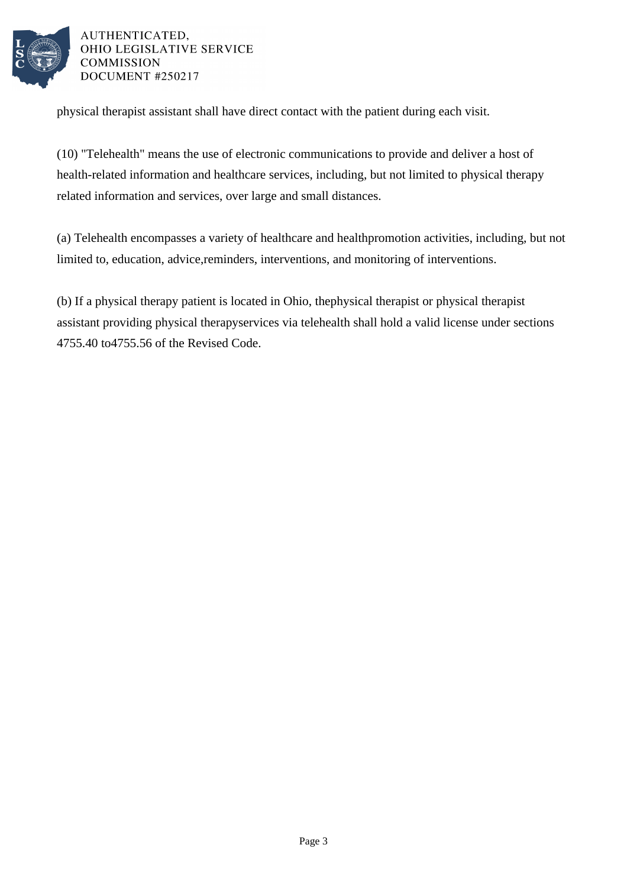physical therapist assistant shall have direct contact with the patient during each visit.

(10) "Telehealth" means the use of electronic communications to provide and deliver a host of health-related information and healthcare services, including, but not limited to physical therapy related information and services, over large and small distances.

(a) Telehealth encompasses a variety of healthcare and healthpromotion activities, including, but not limited to, education, advice,reminders, interventions, and monitoring of interventions.

(b) If a physical therapy patient is located in Ohio, thephysical therapist or physical therapist assistant providing physical therapyservices via telehealth shall hold a valid license under sections 4755.40 to4755.56 of the Revised Code.